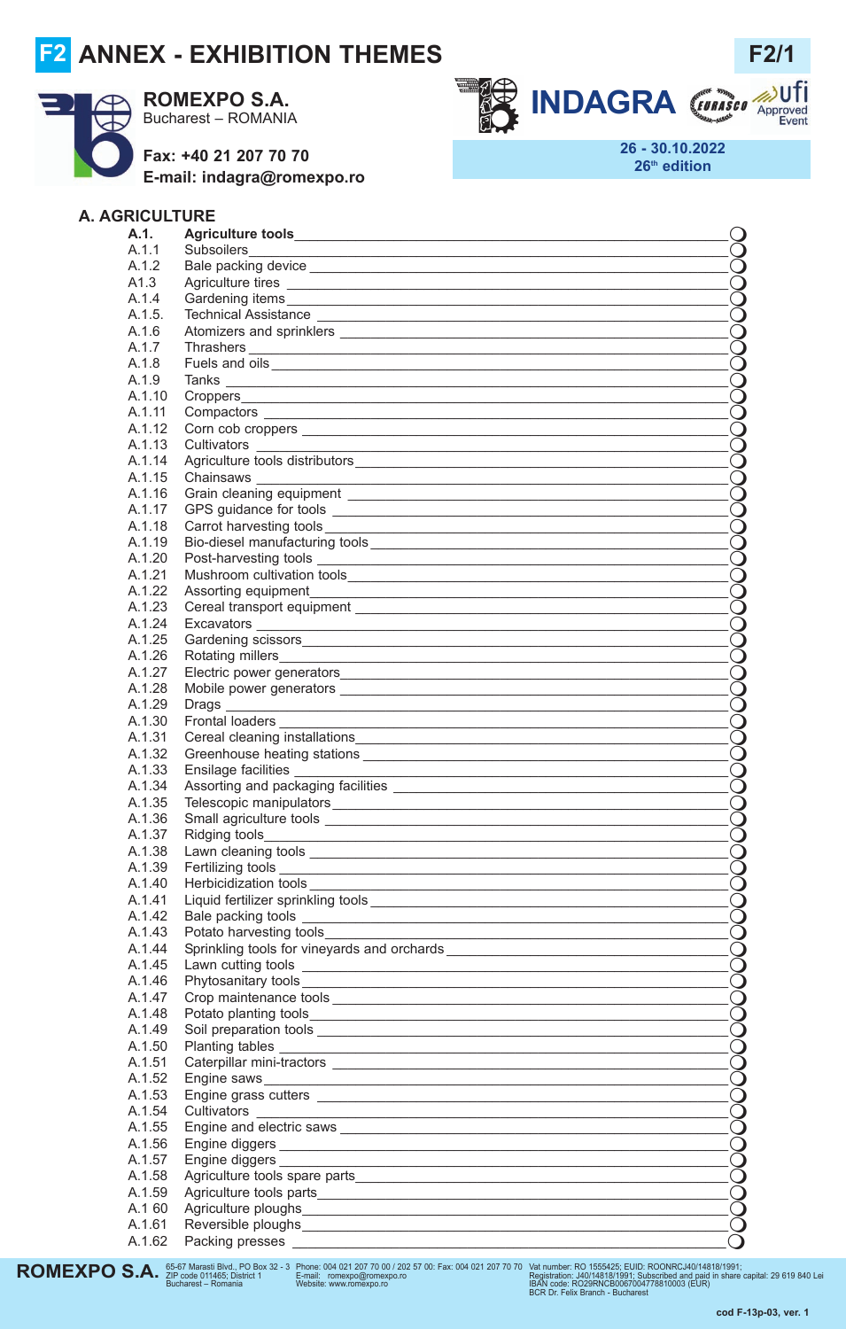# F2 ANNEX - EXHIBITION THEMES

F2/1

**ROMEXPO S.A.**
Bucharest – ROMANIA

**Fax: +40 21 207 70 70**
**E-mail: indagra@romexpo.ro**

**INDAGRA**

ufi Approved Event

**26 - 30.10.2022**
**26[th] edition**

## A. AGRICULTURE

| | | |
|---|---|---|
| **A.1.** | **Agriculture tools** | ○ |
| A.1.1 | Subsoilers | ○ |
| A.1.2 | Bale packing device | ○ |
| A1.3 | Agriculture tires | ○ |
| A.1.4 | Gardening items | ○ |
| A.1.5. | Technical Assistance | ○ |
| A.1.6 | Atomizers and sprinklers | ○ |
| A.1.7 | Thrashers | ○ |
| A.1.8 | Fuels and oils | ○ |
| A.1.9 | Tanks | ○ |
| A.1.10 | Croppers | ○ |
| A.1.11 | Compactors | ○ |
| A.1.12 | Corn cob croppers | ○ |
| A.1.13 | Cultivators | ○ |
| A.1.14 | Agriculture tools distributors | ○ |
| A.1.15 | Chainsaws | ○ |
| A.1.16 | Grain cleaning equipment | ○ |
| A.1.17 | GPS guidance for tools | ○ |
| A.1.18 | Carrot harvesting tools | ○ |
| A.1.19 | Bio-diesel manufacturing tools | ○ |
| A.1.20 | Post-harvesting tools | ○ |
| A.1.21 | Mushroom cultivation tools | ○ |
| A.1.22 | Assorting equipment | ○ |
| A.1.23 | Cereal transport equipment | ○ |
| A.1.24 | Excavators | ○ |
| A.1.25 | Gardening scissors | ○ |
| A.1.26 | Rotating millers | ○ |
| A.1.27 | Electric power generators | ○ |
| A.1.28 | Mobile power generators | ○ |
| A.1.29 | Drags | ○ |
| A.1.30 | Frontal loaders | ○ |
| A.1.31 | Cereal cleaning installations | ○ |
| A.1.32 | Greenhouse heating stations | ○ |
| A.1.33 | Ensilage facilities | ○ |
| A.1.34 | Assorting and packaging facilities | ○ |
| A.1.35 | Telescopic manipulators | ○ |
| A.1.36 | Small agriculture tools | ○ |
| A.1.37 | Ridging tools | ○ |
| A.1.38 | Lawn cleaning tools | ○ |
| A.1.39 | Fertilizing tools | ○ |
| A.1.40 | Herbicidization tools | ○ |
| A.1.41 | Liquid fertilizer sprinkling tools | ○ |
| A.1.42 | Bale packing tools | ○ |
| A.1.43 | Potato harvesting tools | ○ |
| A.1.44 | Sprinkling tools for vineyards and orchards | ○ |
| A.1.45 | Lawn cutting tools | ○ |
| A.1.46 | Phytosanitary tools | ○ |
| A.1.47 | Crop maintenance tools | ○ |
| A.1.48 | Potato planting tools | ○ |
| A.1.49 | Soil preparation tools | ○ |
| A.1.50 | Planting tables | ○ |
| A.1.51 | Caterpillar mini-tractors | ○ |
| A.1.52 | Engine saws | ○ |
| A.1.53 | Engine grass cutters | ○ |
| A.1.54 | Cultivators | ○ |
| A.1.55 | Engine and electric saws | ○ |
| A.1.56 | Engine diggers | ○ |
| A.1.57 | Engine diggers | ○ |
| A.1.58 | Agriculture tools spare parts | ○ |
| A.1.59 | Agriculture tools parts | ○ |
| A.1 60 | Agriculture ploughs | ○ |
| A.1.61 | Reversible ploughs | ○ |
| A.1.62 | Packing presses | ○ |

**ROMEXPO S.A.** 65-67 Marasti Blvd., PO Box 32 - 3 ZIP code 011465; District 1 Bucharest – Romania | Phone: 004 021 207 70 00 / 202 57 00: Fax: 004 021 207 70 70 E-mail: romexpo@romexpo.ro Website: www.romexpo.ro | Vat number: RO 1555425; EUID: ROONRCJ40/14818/1991; Registration: J40/14818/1991; Subscribed and paid in share capital: 29 619 840 Lei IBAN code: RO29RNCB0067004778810003 (EUR) BCR Dr. Felix Branch - Bucharest

cod F-13p-03, ver. 1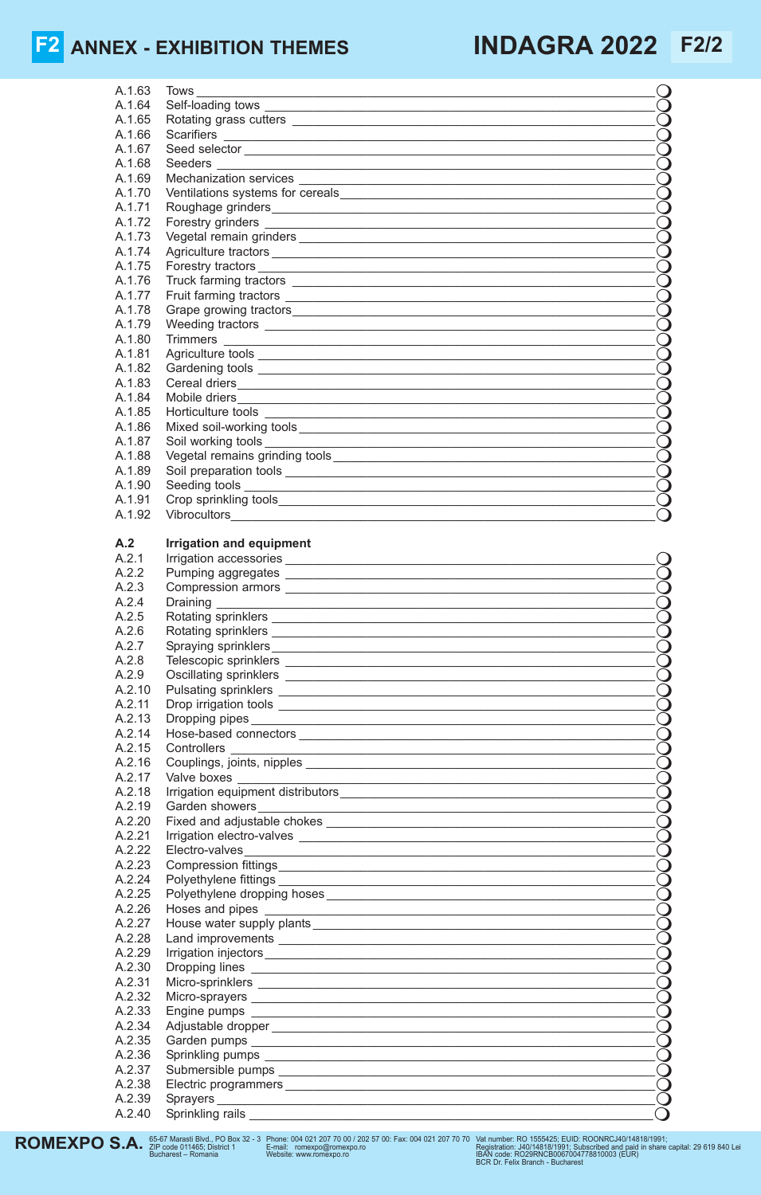## F2 ANNEX - EXHIBITION THEMES

| | | |
|---|---|---|
| A.1.63 | Tows | ○ |
| A.1.64 | Self-loading tows | ○ |
| A.1.65 | Rotating grass cutters | ○ |
| A.1.66 | Scarifiers | ○ |
| A.1.67 | Seed selector | ○ |
| A.1.68 | Seeders | ○ |
| A.1.69 | Mechanization services | ○ |
| A.1.70 | Ventilations systems for cereals | ○ |
| A.1.71 | Roughage grinders | ○ |
| A.1.72 | Forestry grinders | ○ |
| A.1.73 | Vegetal remain grinders | ○ |
| A.1.74 | Agriculture tractors | ○ |
| A.1.75 | Forestry tractors | ○ |
| A.1.76 | Truck farming tractors | ○ |
| A.1.77 | Fruit farming tractors | ○ |
| A.1.78 | Grape growing tractors | ○ |
| A.1.79 | Weeding tractors | ○ |
| A.1.80 | Trimmers | ○ |
| A.1.81 | Agriculture tools | ○ |
| A.1.82 | Gardening tools | ○ |
| A.1.83 | Cereal driers | ○ |
| A.1.84 | Mobile driers | ○ |
| A.1.85 | Horticulture tools | ○ |
| A.1.86 | Mixed soil-working tools | ○ |
| A.1.87 | Soil working tools | ○ |
| A.1.88 | Vegetal remains grinding tools | ○ |
| A.1.89 | Soil preparation tools | ○ |
| A.1.90 | Seeding tools | ○ |
| A.1.91 | Crop sprinkling tools | ○ |
| A.1.92 | Vibrocultors | ○ |

### A.2 Irrigation and equipment

| | | |
|---|---|---|
| A.2.1 | Irrigation accessories | ○ |
| A.2.2 | Pumping aggregates | ○ |
| A.2.3 | Compression armors | ○ |
| A.2.4 | Draining | ○ |
| A.2.5 | Rotating sprinklers | ○ |
| A.2.6 | Rotating sprinklers | ○ |
| A.2.7 | Spraying sprinklers | ○ |
| A.2.8 | Telescopic sprinklers | ○ |
| A.2.9 | Oscillating sprinklers | ○ |
| A.2.10 | Pulsating sprinklers | ○ |
| A.2.11 | Drop irrigation tools | ○ |
| A.2.13 | Dropping pipes | ○ |
| A.2.14 | Hose-based connectors | ○ |
| A.2.15 | Controllers | ○ |
| A.2.16 | Couplings, joints, nipples | ○ |
| A.2.17 | Valve boxes | ○ |
| A.2.18 | Irrigation equipment distributors | ○ |
| A.2.19 | Garden showers | ○ |
| A.2.20 | Fixed and adjustable chokes | ○ |
| A.2.21 | Irrigation electro-valves | ○ |
| A.2.22 | Electro-valves | ○ |
| A.2.23 | Compression fittings | ○ |
| A.2.24 | Polyethylene fittings | ○ |
| A.2.25 | Polyethylene dropping hoses | ○ |
| A.2.26 | Hoses and pipes | ○ |
| A.2.27 | House water supply plants | ○ |
| A.2.28 | Land improvements | ○ |
| A.2.29 | Irrigation injectors | ○ |
| A.2.30 | Dropping lines | ○ |
| A.2.31 | Micro-sprinklers | ○ |
| A.2.32 | Micro-sprayers | ○ |
| A.2.33 | Engine pumps | ○ |
| A.2.34 | Adjustable dropper | ○ |
| A.2.35 | Garden pumps | ○ |
| A.2.36 | Sprinkling pumps | ○ |
| A.2.37 | Submersible pumps | ○ |
| A.2.38 | Electric programmers | ○ |
| A.2.39 | Sprayers | ○ |
| A.2.40 | Sprinkling rails | ○ |

ROMEXPO S.A. 65-67 Marasti Blvd., PO Box 32 - 3 ZIP code 011465; District 1 Bucharest – Romania Phone: 004 021 207 70 00 / 202 57 00: Fax: 004 021 207 70 70 E-mail: romexpo@romexpo.ro Website: www.romexpo.ro Vat number: RO 1555425; EUID: ROONRCJ40/14818/1991; Registration: J40/14818/1991; Subscribed and paid in share capital: 29 619 840 Lei IBAN code: RO29RNCB0067004778810003 (EUR) BCR Dr. Felix Branch - Bucharest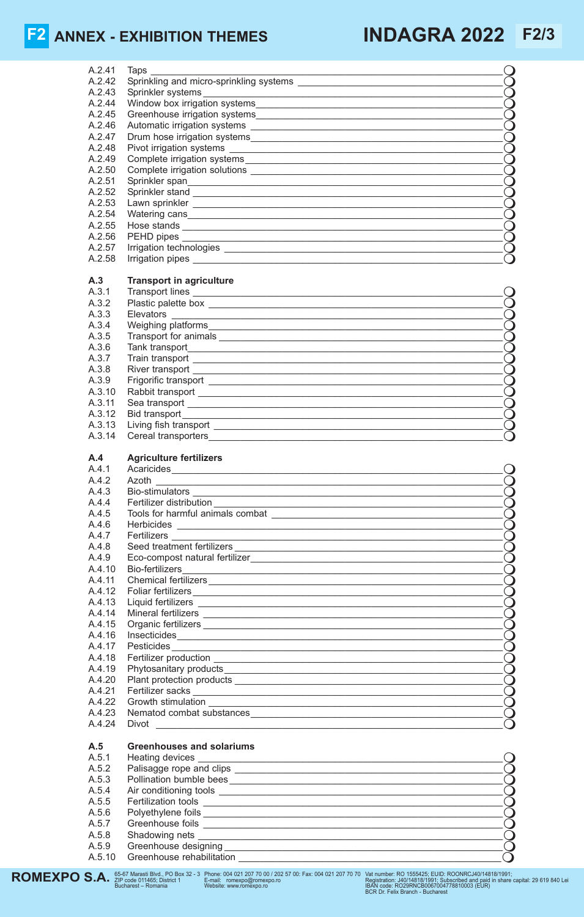# F2 ANNEX - EXHIBITION THEMES

- A.2.41 Taps
- A.2.42 Sprinkling and micro-sprinkling systems
- A.2.43 Sprinkler systems
- A.2.44 Window box irrigation systems
- A.2.45 Greenhouse irrigation systems
- A.2.46 Automatic irrigation systems
- A.2.47 Drum hose irrigation systems
- A.2.48 Pivot irrigation systems
- A.2.49 Complete irrigation systems
- A.2.50 Complete irrigation solutions
- A.2.51 Sprinkler span
- A.2.52 Sprinkler stand
- A.2.53 Lawn sprinkler
- A.2.54 Watering cans
- A.2.55 Hose stands
- A.2.56 PEHD pipes
- A.2.57 Irrigation technologies
- A.2.58 Irrigation pipes

## A.3 Transport in agriculture

- A.3.1 Transport lines
- A.3.2 Plastic palette box
- A.3.3 Elevators
- A.3.4 Weighing platforms
- A.3.5 Transport for animals
- A.3.6 Tank transport
- A.3.7 Train transport
- A.3.8 River transport
- A.3.9 Frigorific transport
- A.3.10 Rabbit transport
- A.3.11 Sea transport
- A.3.12 Bid transport
- A.3.13 Living fish transport
- A.3.14 Cereal transporters

## A.4 Agriculture fertilizers

- A.4.1 Acaricides
- A.4.2 Azoth
- A.4.3 Bio-stimulators
- A.4.4 Fertilizer distribution
- A.4.5 Tools for harmful animals combat
- A.4.6 Herbicides
- A.4.7 Fertilizers
- A.4.8 Seed treatment fertilizers
- A.4.9 Eco-compost natural fertilizer
- A.4.10 Bio-fertilizers
- A.4.11 Chemical fertilizers
- A.4.12 Foliar fertilizers
- A.4.13 Liquid fertilizers
- A.4.14 Mineral fertilizers
- A.4.15 Organic fertilizers
- A.4.16 Insecticides
- A.4.17 Pesticides
- A.4.18 Fertilizer production
- A.4.19 Phytosanitary products
- A.4.20 Plant protection products
- A.4.21 Fertilizer sacks
- A.4.22 Growth stimulation
- A.4.23 Nematod combat substances
- A.4.24 Divot

## A.5 Greenhouses and solariums

- A.5.1 Heating devices
- A.5.2 Palisagge rope and clips
- A.5.3 Pollination bumble bees
- A.5.4 Air conditioning tools
- A.5.5 Fertilization tools
- A.5.6 Polyethylene foils
- A.5.7 Greenhouse foils
- A.5.8 Shadowing nets
- A.5.9 Greenhouse designing
- A.5.10 Greenhouse rehabilitation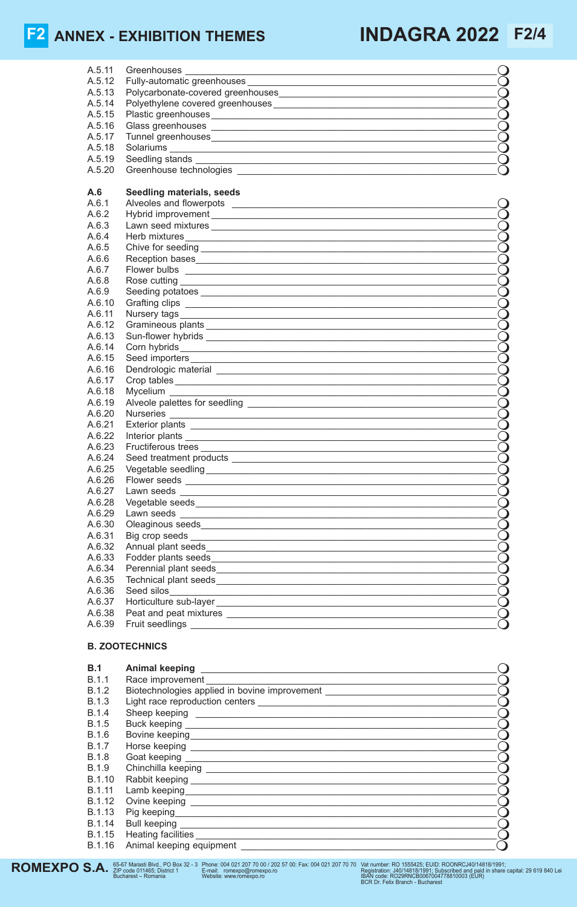A.5.11 Greenhouses ○
A.5.12 Fully-automatic greenhouses ○
A.5.13 Polycarbonate-covered greenhouses ○
A.5.14 Polyethylene covered greenhouses ○
A.5.15 Plastic greenhouses ○
A.5.16 Glass greenhouses ○
A.5.17 Tunnel greenhouses ○
A.5.18 Solariums ○
A.5.19 Seedling stands ○
A.5.20 Greenhouse technologies ○

**A.6 Seedling materials, seeds**

A.6.1 Alveoles and flowerpots ○
A.6.2 Hybrid improvement ○
A.6.3 Lawn seed mixtures ○
A.6.4 Herb mixtures ○
A.6.5 Chive for seeding ○
A.6.6 Reception bases ○
A.6.7 Flower bulbs ○
A.6.8 Rose cutting ○
A.6.9 Seeding potatoes ○
A.6.10 Grafting clips ○
A.6.11 Nursery tags ○
A.6.12 Gramineous plants ○
A.6.13 Sun-flower hybrids ○
A.6.14 Corn hybrids ○
A.6.15 Seed importers ○
A.6.16 Dendrologic material ○
A.6.17 Crop tables ○
A.6.18 Mycelium ○
A.6.19 Alveole palettes for seedling ○
A.6.20 Nurseries ○
A.6.21 Exterior plants ○
A.6.22 Interior plants ○
A.6.23 Fructiferous trees ○
A.6.24 Seed treatment products ○
A.6.25 Vegetable seedling ○
A.6.26 Flower seeds ○
A.6.27 Lawn seeds ○
A.6.28 Vegetable seeds ○
A.6.29 Lawn seeds ○
A.6.30 Oleaginous seeds ○
A.6.31 Big crop seeds ○
A.6.32 Annual plant seeds ○
A.6.33 Fodder plants seeds ○
A.6.34 Perennial plant seeds ○
A.6.35 Technical plant seeds ○
A.6.36 Seed silos ○
A.6.37 Horticulture sub-layer ○
A.6.38 Peat and peat mixtures ○
A.6.39 Fruit seedlings ○

## B. ZOOTECHNICS

**B.1 Animal keeping** ○

B.1.1 Race improvement ○
B.1.2 Biotechnologies applied in bovine improvement ○
B.1.3 Light race reproduction centers ○
B.1.4 Sheep keeping ○
B.1.5 Buck keeping ○
B.1.6 Bovine keeping ○
B.1.7 Horse keeping ○
B.1.8 Goat keeping ○
B.1.9 Chinchilla keeping ○
B.1.10 Rabbit keeping ○
B.1.11 Lamb keeping ○
B.1.12 Ovine keeping ○
B.1.13 Pig keeping ○
B.1.14 Bull keeping ○
B.1.15 Heating facilities ○
B.1.16 Animal keeping equipment ○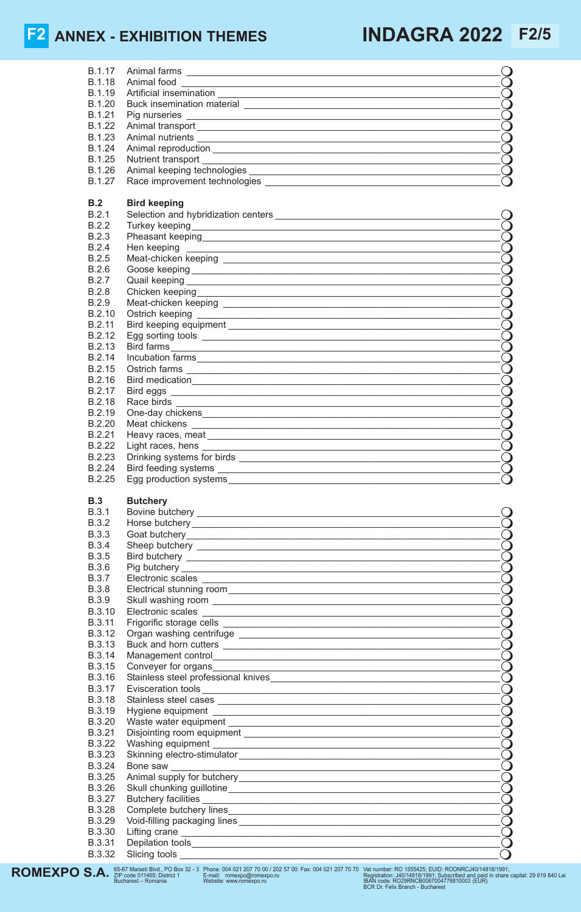# F2 ANNEX - EXHIBITION THEMES

B.1.17 Animal farms ○
B.1.18 Animal food ○
B.1.19 Artificial insemination ○
B.1.20 Buck insemination material ○
B.1.21 Pig nurseries ○
B.1.22 Animal transport ○
B.1.23 Animal nutrients ○
B.1.24 Animal reproduction ○
B.1.25 Nutrient transport ○
B.1.26 Animal keeping technologies ○
B.1.27 Race improvement technologies ○

**B.2 Bird keeping**

B.2.1 Selection and hybridization centers ○
B.2.2 Turkey keeping ○
B.2.3 Pheasant keeping ○
B.2.4 Hen keeping ○
B.2.5 Meat-chicken keeping ○
B.2.6 Goose keeping ○
B.2.7 Quail keeping ○
B.2.8 Chicken keeping ○
B.2.9 Meat-chicken keeping ○
B.2.10 Ostrich keeping ○
B.2.11 Bird keeping equipment ○
B.2.12 Egg sorting tools ○
B.2.13 Bird farms ○
B.2.14 Incubation farms ○
B.2.15 Ostrich farms ○
B.2.16 Bird medication ○
B.2.17 Bird eggs ○
B.2.18 Race birds ○
B.2.19 One-day chickens ○
B.2.20 Meat chickens ○
B.2.21 Heavy races, meat ○
B.2.22 Light races, hens ○
B.2.23 Drinking systems for birds ○
B.2.24 Bird feeding systems ○
B.2.25 Egg production systems ○

**B.3 Butchery**

B.3.1 Bovine butchery ○
B.3.2 Horse butchery ○
B.3.3 Goat butchery ○
B.3.4 Sheep butchery ○
B.3.5 Bird butchery ○
B.3.6 Pig butchery ○
B.3.7 Electronic scales ○
B.3.8 Electrical stunning room ○
B.3.9 Skull washing room ○
B.3.10 Electronic scales ○
B.3.11 Frigorific storage cells ○
B.3.12 Organ washing centrifuge ○
B.3.13 Buck and horn cutters ○
B.3.14 Management control ○
B.3.15 Conveyer for organs ○
B.3.16 Stainless steel professional knives ○
B.3.17 Evisceration tools ○
B.3.18 Stainless steel cases ○
B.3.19 Hygiene equipment ○
B.3.20 Waste water equipment ○
B.3.21 Disjointing room equipment ○
B.3.22 Washing equipment ○
B.3.23 Skinning electro-stimulator ○
B.3.24 Bone saw ○
B.3.25 Animal supply for butchery ○
B.3.26 Skull chunking guillotine ○
B.3.27 Butchery facilities ○
B.3.28 Complete butchery lines ○
B.3.29 Void-filling packaging lines ○
B.3.30 Lifting crane ○
B.3.31 Depilation tools ○
B.3.32 Slicing tools ○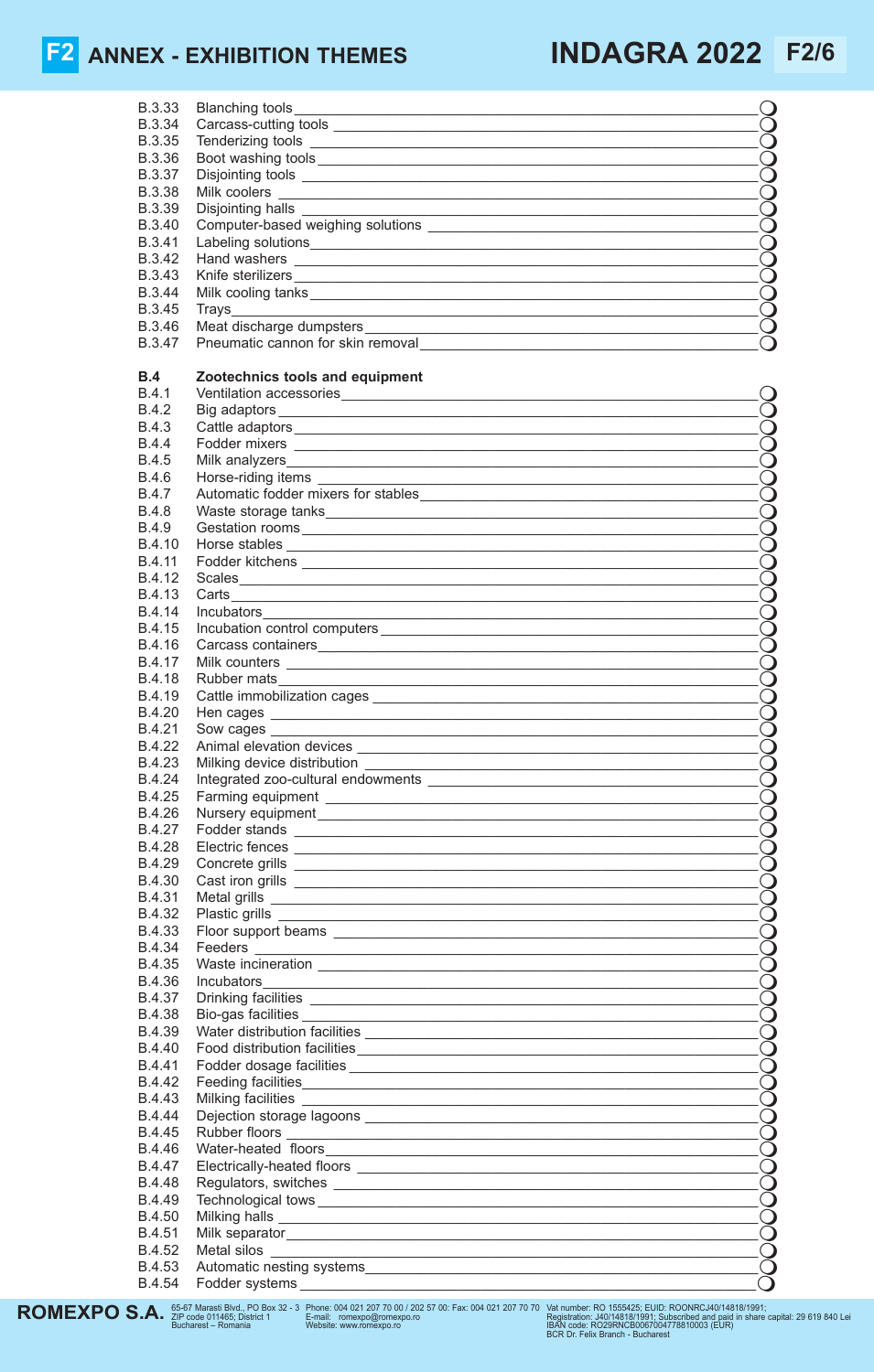B.3.33 Blanching tools

B.3.34 Carcass-cutting tools

B.3.35 Tenderizing tools

B.3.36 Boot washing tools

B.3.37 Disjointing tools

B.3.38 Milk coolers

B.3.39 Disjointing halls

B.3.40 Computer-based weighing solutions

B.3.41 Labeling solutions

B.3.42 Hand washers

B.3.43 Knife sterilizers

B.3.44 Milk cooling tanks

B.3.45 Trays

B.3.46 Meat discharge dumpsters

B.3.47 Pneumatic cannon for skin removal

**B.4 Zootechnics tools and equipment**

B.4.1 Ventilation accessories

B.4.2 Big adaptors

B.4.3 Cattle adaptors

B.4.4 Fodder mixers

B.4.5 Milk analyzers

B.4.6 Horse-riding items

B.4.7 Automatic fodder mixers for stables

B.4.8 Waste storage tanks

B.4.9 Gestation rooms

B.4.10 Horse stables

B.4.11 Fodder kitchens

B.4.12 Scales

B.4.13 Carts

B.4.14 Incubators

B.4.15 Incubation control computers

B.4.16 Carcass containers

B.4.17 Milk counters

B.4.18 Rubber mats

B.4.19 Cattle immobilization cages

B.4.20 Hen cages

B.4.21 Sow cages

B.4.22 Animal elevation devices

B.4.23 Milking device distribution

B.4.24 Integrated zoo-cultural endowments

B.4.25 Farming equipment

B.4.26 Nursery equipment

B.4.27 Fodder stands

B.4.28 Electric fences

B.4.29 Concrete grills

B.4.30 Cast iron grills

B.4.31 Metal grills

B.4.32 Plastic grills

B.4.33 Floor support beams

B.4.34 Feeders

B.4.35 Waste incineration

B.4.36 Incubators

B.4.37 Drinking facilities

B.4.38 Bio-gas facilities

B.4.39 Water distribution facilities

B.4.40 Food distribution facilities

B.4.41 Fodder dosage facilities

B.4.42 Feeding facilities

B.4.43 Milking facilities

B.4.44 Dejection storage lagoons

B.4.45 Rubber floors

B.4.46 Water-heated floors

B.4.47 Electrically-heated floors

B.4.48 Regulators, switches

B.4.49 Technological tows

B.4.50 Milking halls

B.4.51 Milk separator

B.4.52 Metal silos

B.4.53 Automatic nesting systems

B.4.54 Fodder systems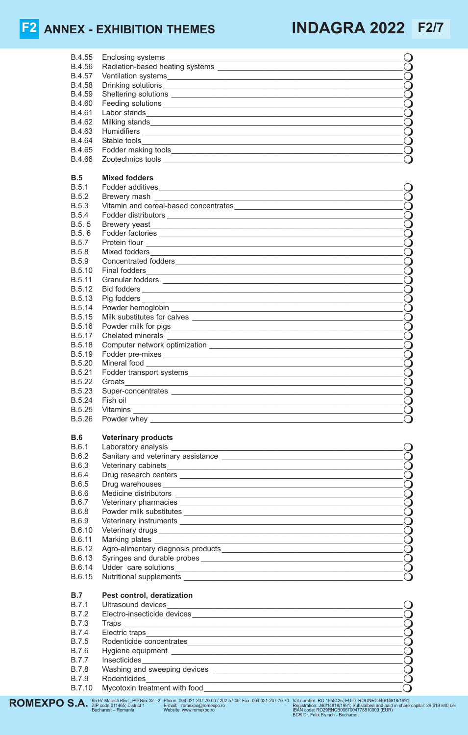- B.4.55 Enclosing systems
- B.4.56 Radiation-based heating systems
- B.4.57 Ventilation systems
- B.4.58 Drinking solutions
- B.4.59 Sheltering solutions
- B.4.60 Feeding solutions
- B.4.61 Labor stands
- B.4.62 Milking stands
- B.4.63 Humidifiers
- B.4.64 Stable tools
- B.4.65 Fodder making tools
- B.4.66 Zootechnics tools

**B.5 Mixed fodders**

- B.5.1 Fodder additives
- B.5.2 Brewery mash
- B.5.3 Vitamin and cereal-based concentrates
- B.5.4 Fodder distributors
- B.5. 5 Brewery yeast
- B.5. 6 Fodder factories
- B.5.7 Protein flour
- B.5.8 Mixed fodders
- B.5.9 Concentrated fodders
- B.5.10 Final fodders
- B.5.11 Granular fodders
- B.5.12 Bid fodders
- B.5.13 Pig fodders
- B.5.14 Powder hemoglobin
- B.5.15 Milk substitutes for calves
- B.5.16 Powder milk for pigs
- B.5.17 Chelated minerals
- B.5.18 Computer network optimization
- B.5.19 Fodder pre-mixes
- B.5.20 Mineral food
- B.5.21 Fodder transport systems
- B.5.22 Groats
- B.5.23 Super-concentrates
- B.5.24 Fish oil
- B.5.25 Vitamins
- B.5.26 Powder whey

**B.6 Veterinary products**

- B.6.1 Laboratory analysis
- B.6.2 Sanitary and veterinary assistance
- B.6.3 Veterinary cabinets
- B.6.4 Drug research centers
- B.6.5 Drug warehouses
- B.6.6 Medicine distributors
- B.6.7 Veterinary pharmacies
- B.6.8 Powder milk substitutes
- B.6.9 Veterinary instruments
- B.6.10 Veterinary drugs
- B.6.11 Marking plates
- B.6.12 Agro-alimentary diagnosis products
- B.6.13 Syringes and durable probes
- B.6.14 Udder care solutions
- B.6.15 Nutritional supplements

**B.7 Pest control, deratization**

- B.7.1 Ultrasound devices
- B.7.2 Electro-insecticide devices
- B.7.3 Traps
- B.7.4 Electric traps
- B.7.5 Rodenticide concentrates
- B.7.6 Hygiene equipment
- B.7.7 Insecticides
- B.7.8 Washing and sweeping devices
- B.7.9 Rodenticides
- B.7.10 Mycotoxin treatment with food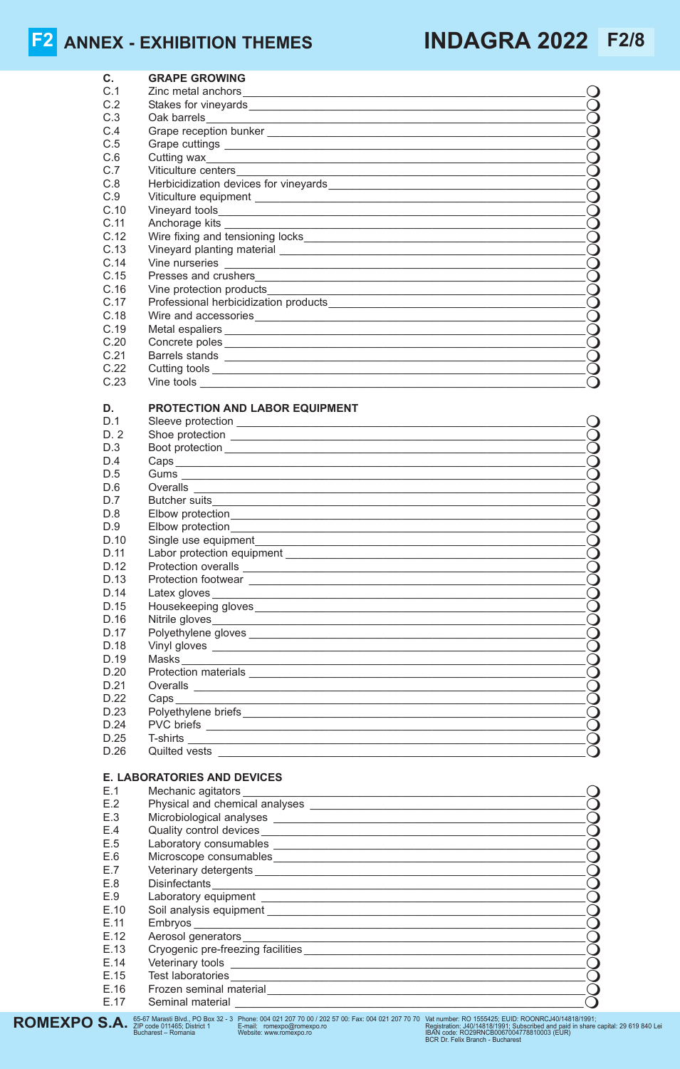## F2 ANNEX - EXHIBITION THEMES

## INDAGRA 2022

### C. GRAPE GROWING

- C.1 Zinc metal anchors
- C.2 Stakes for vineyards
- C.3 Oak barrels
- C.4 Grape reception bunker
- C.5 Grape cuttings
- C.6 Cutting wax
- C.7 Viticulture centers
- C.8 Herbicidization devices for vineyards
- C.9 Viticulture equipment
- C.10 Vineyard tools
- C.11 Anchorage kits
- C.12 Wire fixing and tensioning locks
- C.13 Vineyard planting material
- C.14 Vine nurseries
- C.15 Presses and crushers
- C.16 Vine protection products
- C.17 Professional herbicidization products
- C.18 Wire and accessories
- C.19 Metal espaliers
- C.20 Concrete poles
- C.21 Barrels stands
- C.22 Cutting tools
- C.23 Vine tools

### D. PROTECTION AND LABOR EQUIPMENT

- D.1 Sleeve protection
- D. 2 Shoe protection
- D.3 Boot protection
- D.4 Caps
- D.5 Gums
- D.6 Overalls
- D.7 Butcher suits
- D.8 Elbow protection
- D.9 Elbow protection
- D.10 Single use equipment
- D.11 Labor protection equipment
- D.12 Protection overalls
- D.13 Protection footwear
- D.14 Latex gloves
- D.15 Housekeeping gloves
- D.16 Nitrile gloves
- D.17 Polyethylene gloves
- D.18 Vinyl gloves
- D.19 Masks
- D.20 Protection materials
- D.21 Overalls
- D.22 Caps
- D.23 Polyethylene briefs
- D.24 PVC briefs
- D.25 T-shirts
- D.26 Quilted vests

### E. LABORATORIES AND DEVICES

- E.1 Mechanic agitators
- E.2 Physical and chemical analyses
- E.3 Microbiological analyses
- E.4 Quality control devices
- E.5 Laboratory consumables
- E.6 Microscope consumables
- E.7 Veterinary detergents
- E.8 Disinfectants
- E.9 Laboratory equipment
- E.10 Soil analysis equipment
- E.11 Embryos
- E.12 Aerosol generators
- E.13 Cryogenic pre-freezing facilities
- E.14 Veterinary tools
- E.15 Test laboratories
- E.16 Frozen seminal material
- E.17 Seminal material

**ROMEXPO S.A.** 65-67 Marasti Blvd., PO Box 32 - 3 ZIP code 011465; District 1 Bucharest – Romania
Phone: 004 021 207 70 00 / 202 57 00: Fax: 004 021 207 70 70 E-mail: romexpo@romexpo.ro Website: www.romexpo.ro
Vat number: RO 1555425; EUID: ROONRCJ40/14818/1991; Registration: J40/14818/1991; Subscribed and paid in share capital: 29 619 840 Lei IBAN code: RO29RNCB0067004778810003 (EUR) BCR Dr. Felix Branch - Bucharest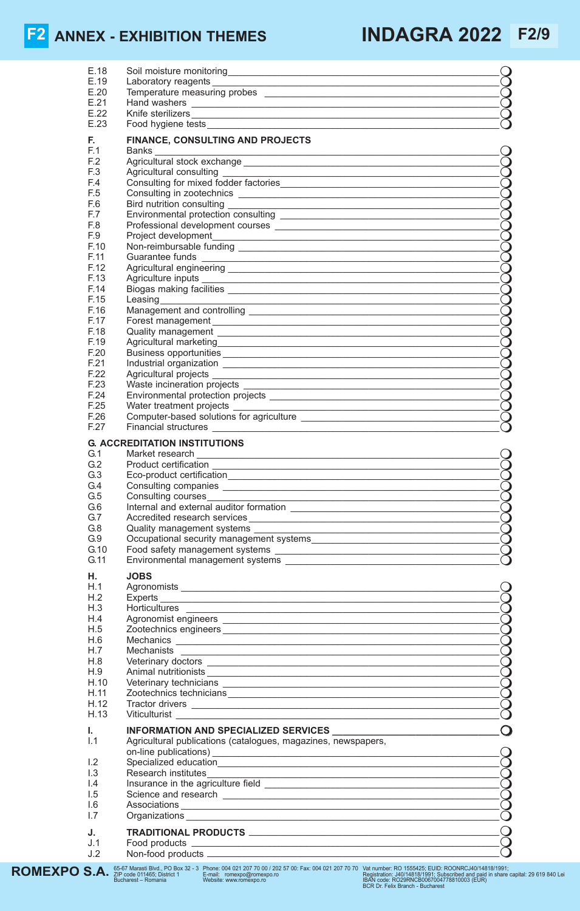E.18 Soil moisture monitoring

E.19 Laboratory reagents

E.20 Temperature measuring probes

E.21 Hand washers

E.22 Knife sterilizers

E.23 Food hygiene tests

## F. FINANCE, CONSULTING AND PROJECTS

F.1 Banks

F.2 Agricultural stock exchange

F.3 Agricultural consulting

F.4 Consulting for mixed fodder factories

F.5 Consulting in zootechnics

F.6 Bird nutrition consulting

F.7 Environmental protection consulting

F.8 Professional development courses

F.9 Project development

F.10 Non-reimbursable funding

F.11 Guarantee funds

F.12 Agricultural engineering

F.13 Agriculture inputs

F.14 Biogas making facilities

F.15 Leasing

F.16 Management and controlling

F.17 Forest management

F.18 Quality management

F.19 Agricultural marketing

F.20 Business opportunities

F.21 Industrial organization

F.22 Agricultural projects

F.23 Waste incineration projects

F.24 Environmental protection projects

F.25 Water treatment projects

F.26 Computer-based solutions for agriculture

F.27 Financial structures

## G. ACCREDITATION INSTITUTIONS

G.1 Market research

G.2 Product certification

G.3 Eco-product certification

G.4 Consulting companies

G.5 Consulting courses

G.6 Internal and external auditor formation

G.7 Accredited research services

G.8 Quality management systems

G.9 Occupational security management systems

G.10 Food safety management systems

G.11 Environmental management systems

## H. JOBS

H.1 Agronomists

H.2 Experts

H.3 Horticultures

H.4 Agronomist engineers

H.5 Zootechnics engineers

H.6 Mechanics

H.7 Mechanists

H.8 Veterinary doctors

H.9 Animal nutritionists

H.10 Veterinary technicians

H.11 Zootechnics technicians

H.12 Tractor drivers

H.13 Viticulturist

## I. INFORMATION AND SPECIALIZED SERVICES

I.1 Agricultural publications (catalogues, magazines, newspapers, on-line publications)

I.2 Specialized education

I.3 Research institutes

I.4 Insurance in the agriculture field

I.5 Science and research

I.6 Associations

I.7 Organizations

## J. TRADITIONAL PRODUCTS

J.1 Food products

J.2 Non-food products